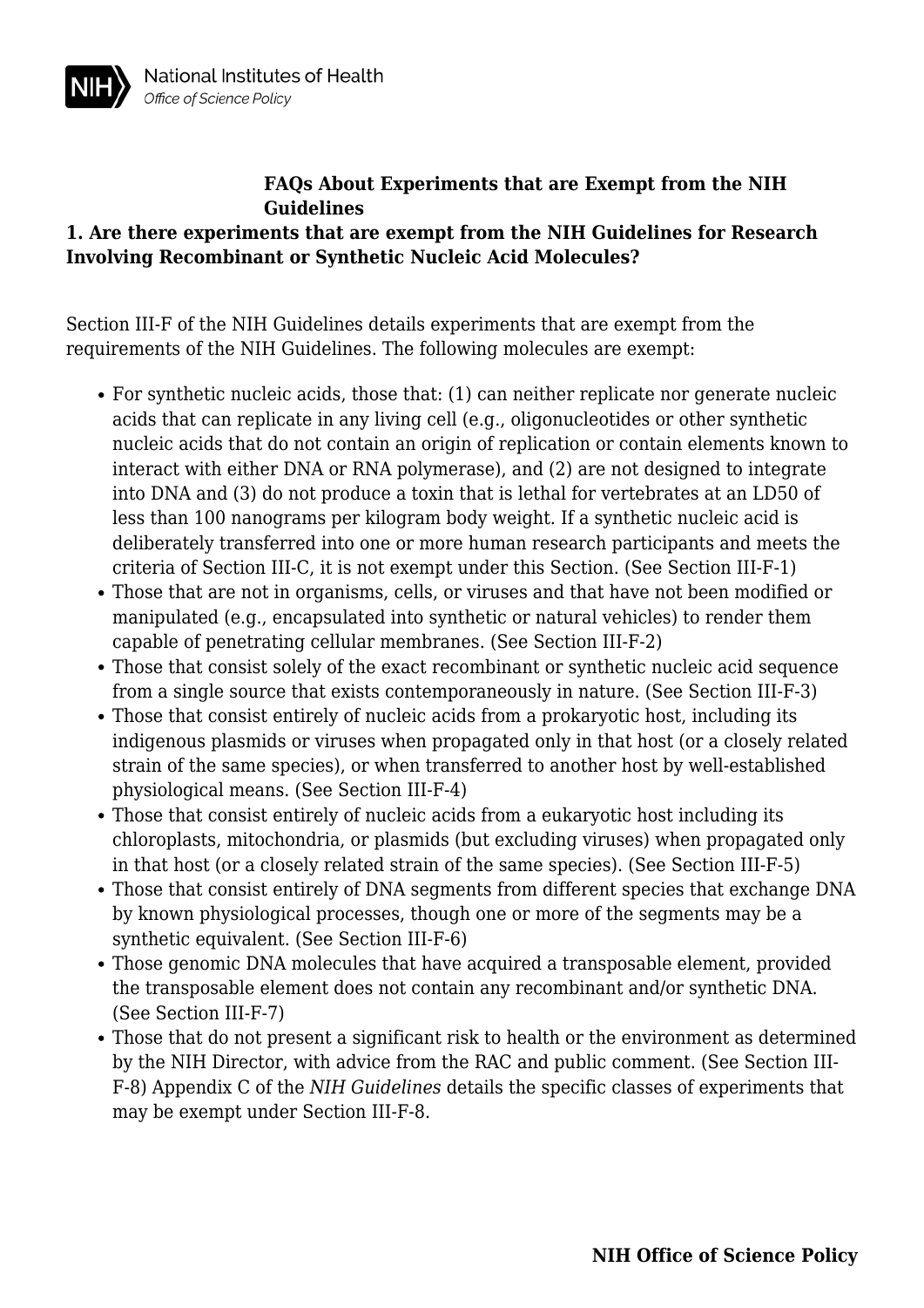# FAQs About Experiments that are Exempt from the NIH Guidelines

## 1. Are there experiments that are exempt from the NIH Guidelines for Research Involving Recombinant or Synthetic Nucleic Acid Molecules?

Section III-F of the NIH Guidelines details experiments that are exempt from the requirements of the NIH Guidelines. The following molecules are exempt:

- For synthetic nucleic acids, those that: (1) can neither replicate nor generate nucleic acids that can replicate in any living cell (e.g., oligonucleotides or other synthetic nucleic acids that do not contain an origin of replication or contain elements known to interact with either DNA or RNA polymerase), and (2) are not designed to integrate into DNA and (3) do not produce a toxin that is lethal for vertebrates at an LD50 of less than 100 nanograms per kilogram body weight. If a synthetic nucleic acid is deliberately transferred into one or more human research participants and meets the criteria of Section III-C, it is not exempt under this Section. (See Section III-F-1)
- Those that are not in organisms, cells, or viruses and that have not been modified or manipulated (e.g., encapsulated into synthetic or natural vehicles) to render them capable of penetrating cellular membranes. (See Section III-F-2)
- Those that consist solely of the exact recombinant or synthetic nucleic acid sequence from a single source that exists contemporaneously in nature. (See Section III-F-3)
- Those that consist entirely of nucleic acids from a prokaryotic host, including its indigenous plasmids or viruses when propagated only in that host (or a closely related strain of the same species), or when transferred to another host by well-established physiological means. (See Section III-F-4)
- Those that consist entirely of nucleic acids from a eukaryotic host including its chloroplasts, mitochondria, or plasmids (but excluding viruses) when propagated only in that host (or a closely related strain of the same species). (See Section III-F-5)
- Those that consist entirely of DNA segments from different species that exchange DNA by known physiological processes, though one or more of the segments may be a synthetic equivalent. (See Section III-F-6)
- Those genomic DNA molecules that have acquired a transposable element, provided the transposable element does not contain any recombinant and/or synthetic DNA. (See Section III-F-7)
- Those that do not present a significant risk to health or the environment as determined by the NIH Director, with advice from the RAC and public comment. (See Section III-F-8) Appendix C of the *NIH Guidelines* details the specific classes of experiments that may be exempt under Section III-F-8.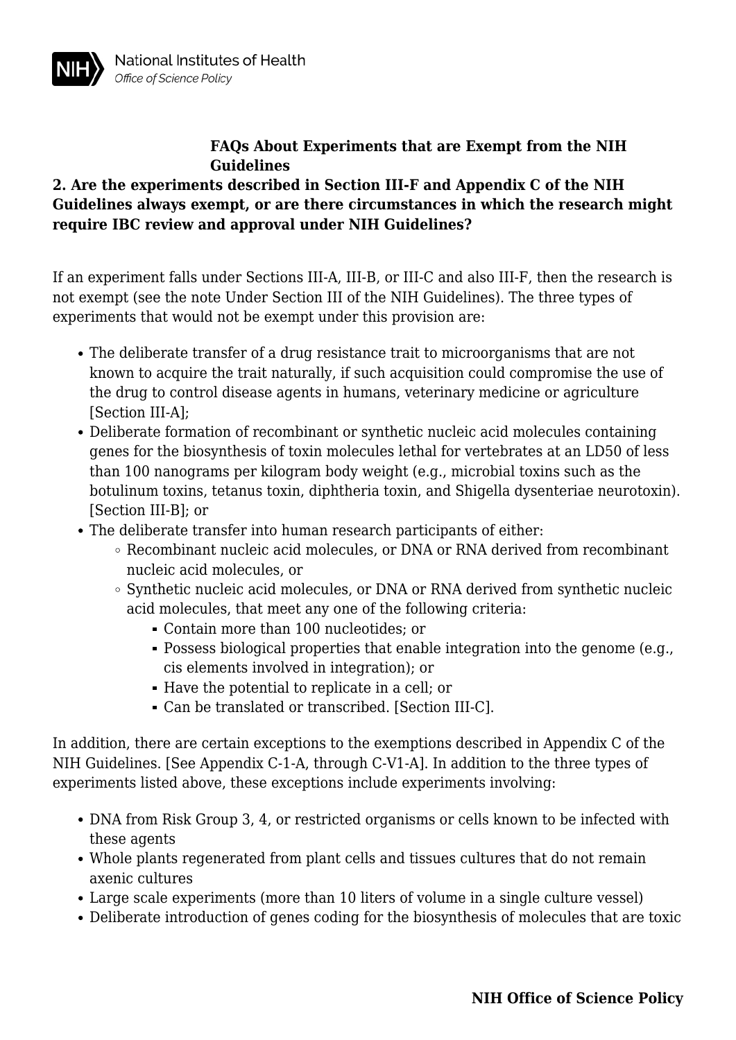**FAQs About Experiments that are Exempt from the NIH Guidelines**

**2. Are the experiments described in Section III-F and Appendix C of the NIH Guidelines always exempt, or are there circumstances in which the research might require IBC review and approval under NIH Guidelines?**

If an experiment falls under Sections III-A, III-B, or III-C and also III-F, then the research is not exempt (see the note Under Section III of the NIH Guidelines). The three types of experiments that would not be exempt under this provision are:

- The deliberate transfer of a drug resistance trait to microorganisms that are not known to acquire the trait naturally, if such acquisition could compromise the use of the drug to control disease agents in humans, veterinary medicine or agriculture [Section III-A];
- Deliberate formation of recombinant or synthetic nucleic acid molecules containing genes for the biosynthesis of toxin molecules lethal for vertebrates at an LD50 of less than 100 nanograms per kilogram body weight (e.g., microbial toxins such as the botulinum toxins, tetanus toxin, diphtheria toxin, and Shigella dysenteriae neurotoxin). [Section III-B]; or
- The deliberate transfer into human research participants of either:
  - Recombinant nucleic acid molecules, or DNA or RNA derived from recombinant nucleic acid molecules, or
  - Synthetic nucleic acid molecules, or DNA or RNA derived from synthetic nucleic acid molecules, that meet any one of the following criteria:
    - Contain more than 100 nucleotides; or
    - Possess biological properties that enable integration into the genome (e.g., cis elements involved in integration); or
    - Have the potential to replicate in a cell; or
    - Can be translated or transcribed. [Section III-C].

In addition, there are certain exceptions to the exemptions described in Appendix C of the NIH Guidelines. [See Appendix C-1-A, through C-V1-A]. In addition to the three types of experiments listed above, these exceptions include experiments involving:

- DNA from Risk Group 3, 4, or restricted organisms or cells known to be infected with these agents
- Whole plants regenerated from plant cells and tissues cultures that do not remain axenic cultures
- Large scale experiments (more than 10 liters of volume in a single culture vessel)
- Deliberate introduction of genes coding for the biosynthesis of molecules that are toxic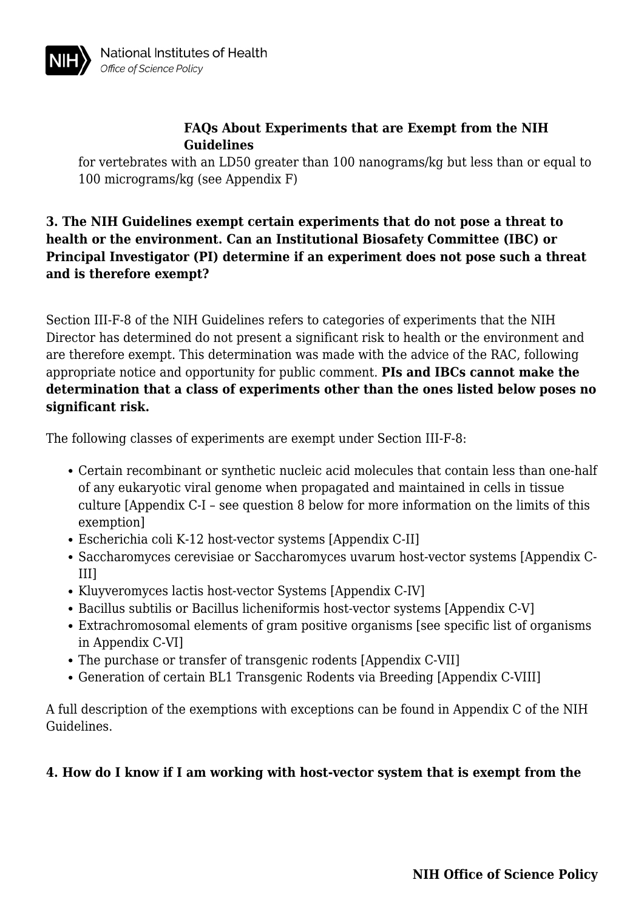for vertebrates with an LD50 greater than 100 nanograms/kg but less than or equal to 100 micrograms/kg (see Appendix F)

**3. The NIH Guidelines exempt certain experiments that do not pose a threat to health or the environment. Can an Institutional Biosafety Committee (IBC) or Principal Investigator (PI) determine if an experiment does not pose such a threat and is therefore exempt?**

Section III-F-8 of the NIH Guidelines refers to categories of experiments that the NIH Director has determined do not present a significant risk to health or the environment and are therefore exempt. This determination was made with the advice of the RAC, following appropriate notice and opportunity for public comment. **PIs and IBCs cannot make the determination that a class of experiments other than the ones listed below poses no significant risk.**

The following classes of experiments are exempt under Section III-F-8:

- Certain recombinant or synthetic nucleic acid molecules that contain less than one-half of any eukaryotic viral genome when propagated and maintained in cells in tissue culture [Appendix C-I – see question 8 below for more information on the limits of this exemption]
- Escherichia coli K-12 host-vector systems [Appendix C-II]
- Saccharomyces cerevisiae or Saccharomyces uvarum host-vector systems [Appendix C-III]
- Kluyveromyces lactis host-vector Systems [Appendix C-IV]
- Bacillus subtilis or Bacillus licheniformis host-vector systems [Appendix C-V]
- Extrachromosomal elements of gram positive organisms [see specific list of organisms in Appendix C-VI]
- The purchase or transfer of transgenic rodents [Appendix C-VII]
- Generation of certain BL1 Transgenic Rodents via Breeding [Appendix C-VIII]

A full description of the exemptions with exceptions can be found in Appendix C of the NIH Guidelines.

**4. How do I know if I am working with host-vector system that is exempt from the**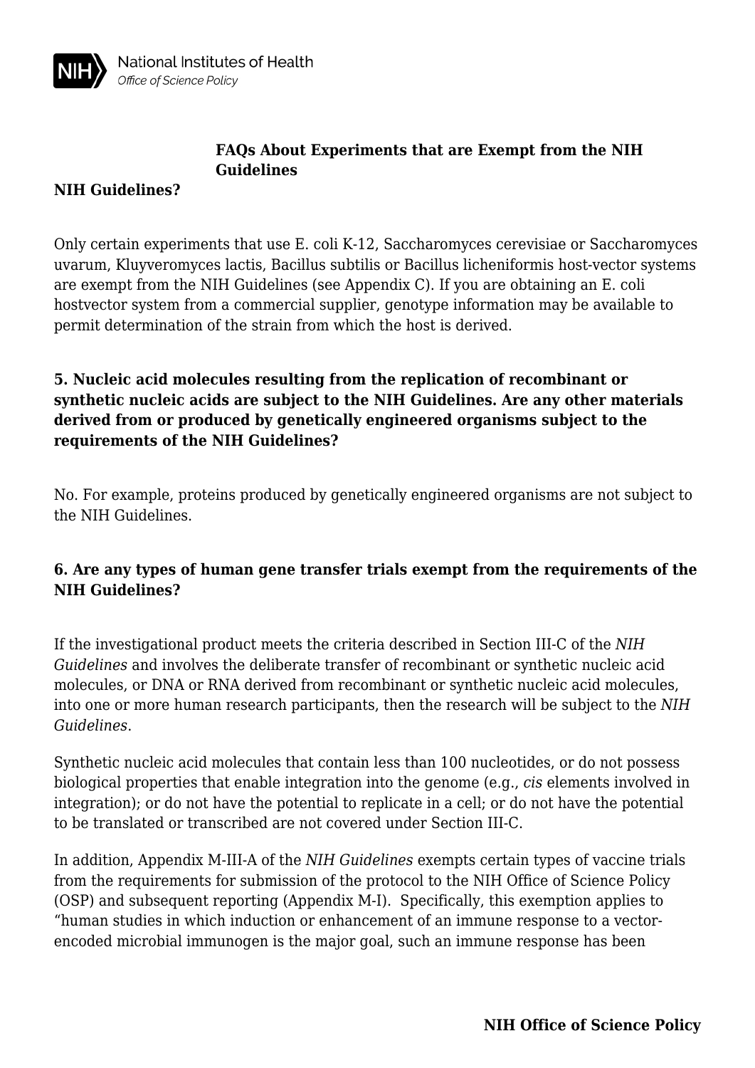**FAQs About Experiments that are Exempt from the NIH Guidelines**

**NIH Guidelines?**

Only certain experiments that use E. coli K-12, Saccharomyces cerevisiae or Saccharomyces uvarum, Kluyveromyces lactis, Bacillus subtilis or Bacillus licheniformis host-vector systems are exempt from the NIH Guidelines (see Appendix C). If you are obtaining an E. coli hostvector system from a commercial supplier, genotype information may be available to permit determination of the strain from which the host is derived.

**5. Nucleic acid molecules resulting from the replication of recombinant or synthetic nucleic acids are subject to the NIH Guidelines. Are any other materials derived from or produced by genetically engineered organisms subject to the requirements of the NIH Guidelines?**

No. For example, proteins produced by genetically engineered organisms are not subject to the NIH Guidelines.

**6. Are any types of human gene transfer trials exempt from the requirements of the NIH Guidelines?**

If the investigational product meets the criteria described in Section III-C of the *NIH Guidelines* and involves the deliberate transfer of recombinant or synthetic nucleic acid molecules, or DNA or RNA derived from recombinant or synthetic nucleic acid molecules, into one or more human research participants, then the research will be subject to the *NIH Guidelines*.

Synthetic nucleic acid molecules that contain less than 100 nucleotides, or do not possess biological properties that enable integration into the genome (e.g., *cis* elements involved in integration); or do not have the potential to replicate in a cell; or do not have the potential to be translated or transcribed are not covered under Section III-C.

In addition, Appendix M-III-A of the *NIH Guidelines* exempts certain types of vaccine trials from the requirements for submission of the protocol to the NIH Office of Science Policy (OSP) and subsequent reporting (Appendix M-I). Specifically, this exemption applies to "human studies in which induction or enhancement of an immune response to a vector-encoded microbial immunogen is the major goal, such an immune response has been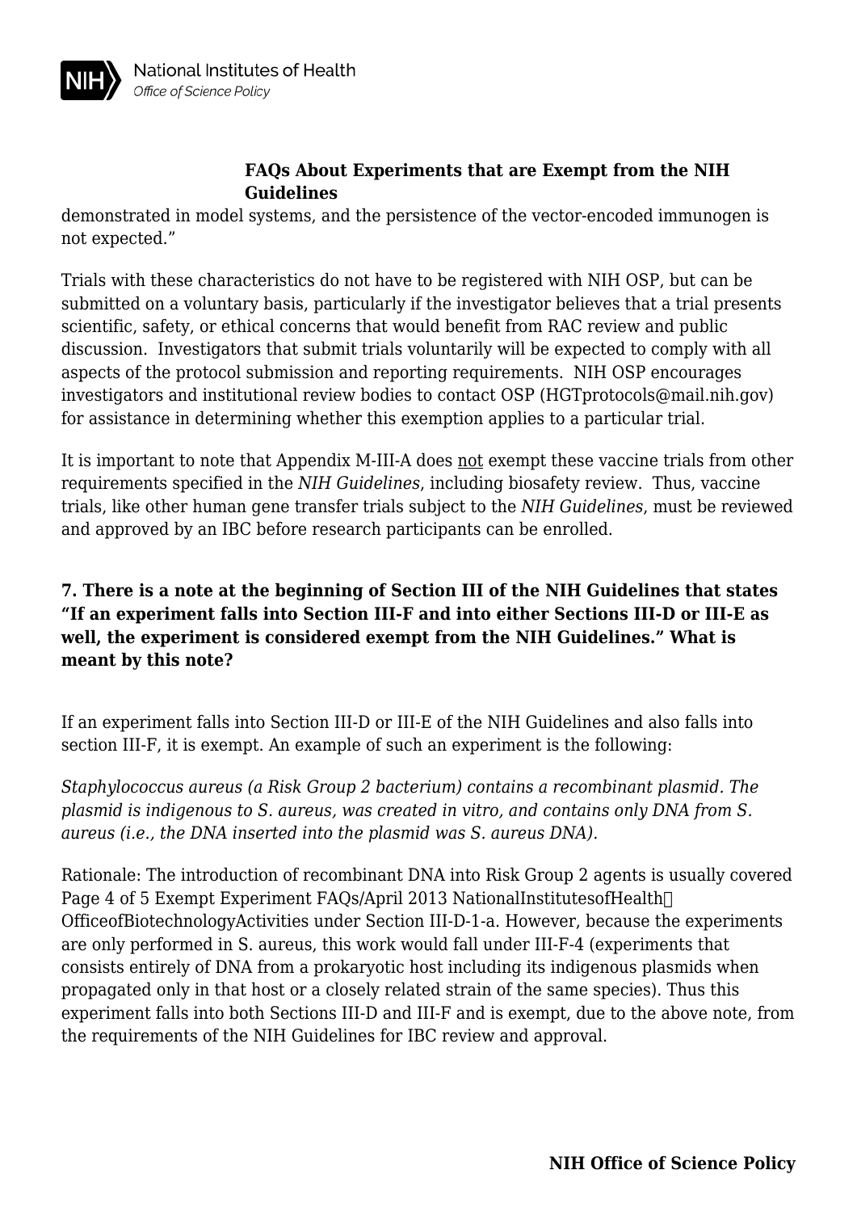demonstrated in model systems, and the persistence of the vector-encoded immunogen is not expected."

Trials with these characteristics do not have to be registered with NIH OSP, but can be submitted on a voluntary basis, particularly if the investigator believes that a trial presents scientific, safety, or ethical concerns that would benefit from RAC review and public discussion. Investigators that submit trials voluntarily will be expected to comply with all aspects of the protocol submission and reporting requirements. NIH OSP encourages investigators and institutional review bodies to contact OSP (HGTprotocols@mail.nih.gov) for assistance in determining whether this exemption applies to a particular trial.

It is important to note that Appendix M-III-A does not exempt these vaccine trials from other requirements specified in the *NIH Guidelines*, including biosafety review. Thus, vaccine trials, like other human gene transfer trials subject to the *NIH Guidelines*, must be reviewed and approved by an IBC before research participants can be enrolled.

**7. There is a note at the beginning of Section III of the NIH Guidelines that states "If an experiment falls into Section III-F and into either Sections III-D or III-E as well, the experiment is considered exempt from the NIH Guidelines." What is meant by this note?**

If an experiment falls into Section III-D or III-E of the NIH Guidelines and also falls into section III-F, it is exempt. An example of such an experiment is the following:

*Staphylococcus aureus (a Risk Group 2 bacterium) contains a recombinant plasmid. The plasmid is indigenous to S. aureus, was created in vitro, and contains only DNA from S. aureus (i.e., the DNA inserted into the plasmid was S. aureus DNA).*

Rationale: The introduction of recombinant DNA into Risk Group 2 agents is usually covered under Section III-D-1-a. However, because the experiments are only performed in S. aureus, this work would fall under III-F-4 (experiments that consists entirely of DNA from a prokaryotic host including its indigenous plasmids when propagated only in that host or a closely related strain of the same species). Thus this experiment falls into both Sections III-D and III-F and is exempt, due to the above note, from the requirements of the NIH Guidelines for IBC review and approval.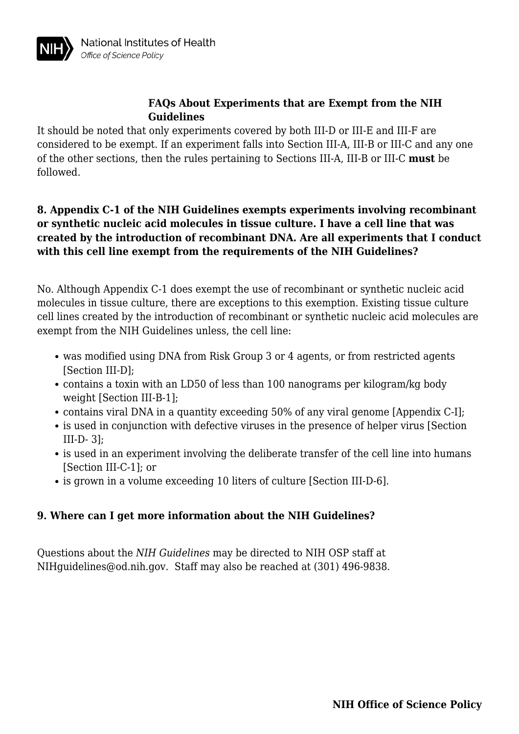**FAQs About Experiments that are Exempt from the NIH Guidelines**

It should be noted that only experiments covered by both III-D or III-E and III-F are considered to be exempt. If an experiment falls into Section III-A, III-B or III-C and any one of the other sections, then the rules pertaining to Sections III-A, III-B or III-C **must** be followed.

**8. Appendix C-1 of the NIH Guidelines exempts experiments involving recombinant or synthetic nucleic acid molecules in tissue culture. I have a cell line that was created by the introduction of recombinant DNA. Are all experiments that I conduct with this cell line exempt from the requirements of the NIH Guidelines?**

No. Although Appendix C-1 does exempt the use of recombinant or synthetic nucleic acid molecules in tissue culture, there are exceptions to this exemption. Existing tissue culture cell lines created by the introduction of recombinant or synthetic nucleic acid molecules are exempt from the NIH Guidelines unless, the cell line:

- was modified using DNA from Risk Group 3 or 4 agents, or from restricted agents [Section III-D];
- contains a toxin with an LD50 of less than 100 nanograms per kilogram/kg body weight [Section III-B-1];
- contains viral DNA in a quantity exceeding 50% of any viral genome [Appendix C-I];
- is used in conjunction with defective viruses in the presence of helper virus [Section III-D- 3];
- is used in an experiment involving the deliberate transfer of the cell line into humans [Section III-C-1]; or
- is grown in a volume exceeding 10 liters of culture [Section III-D-6].

**9. Where can I get more information about the NIH Guidelines?**

Questions about the *NIH Guidelines* may be directed to NIH OSP staff at NIHguidelines@od.nih.gov. Staff may also be reached at (301) 496-9838.